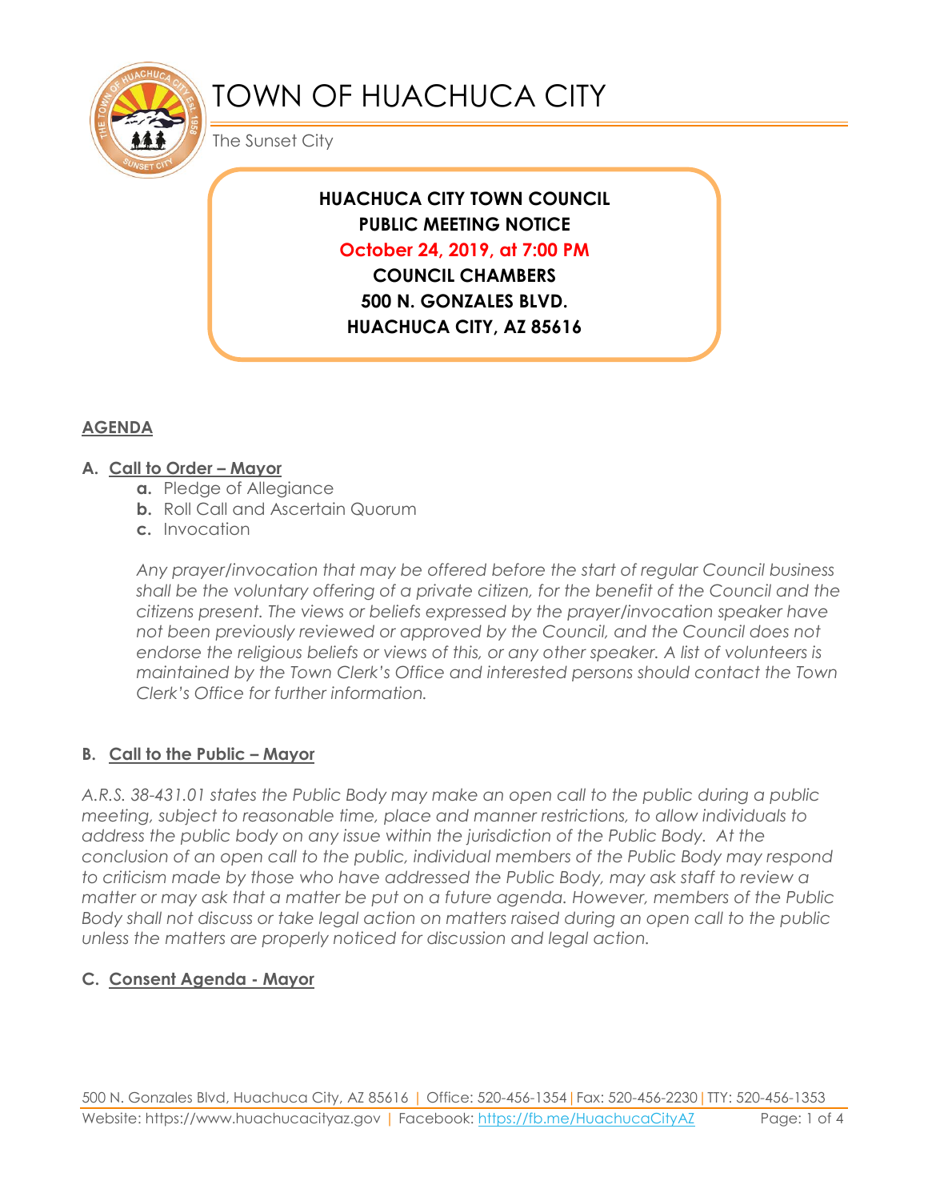# TOWN OF HUACHUCA CITY

The Sunset City

**HUACHUCA CITY TOWN COUNCIL**
**PUBLIC MEETING NOTICE**
**October 24, 2019, at 7:00 PM**
**COUNCIL CHAMBERS**
**500 N. GONZALES BLVD.**
**HUACHUCA CITY, AZ 85616**

## AGENDA

### A. Call to Order – Mayor

- **a.** Pledge of Allegiance
- **b.** Roll Call and Ascertain Quorum
- **c.** Invocation

*Any prayer/invocation that may be offered before the start of regular Council business shall be the voluntary offering of a private citizen, for the benefit of the Council and the citizens present. The views or beliefs expressed by the prayer/invocation speaker have not been previously reviewed or approved by the Council, and the Council does not endorse the religious beliefs or views of this, or any other speaker. A list of volunteers is maintained by the Town Clerk's Office and interested persons should contact the Town Clerk's Office for further information.*

### B. Call to the Public – Mayor

*A.R.S. 38-431.01 states the Public Body may make an open call to the public during a public meeting, subject to reasonable time, place and manner restrictions, to allow individuals to address the public body on any issue within the jurisdiction of the Public Body. At the conclusion of an open call to the public, individual members of the Public Body may respond to criticism made by those who have addressed the Public Body, may ask staff to review a matter or may ask that a matter be put on a future agenda. However, members of the Public Body shall not discuss or take legal action on matters raised during an open call to the public unless the matters are properly noticed for discussion and legal action.*

### C. Consent Agenda - Mayor

500 N. Gonzales Blvd, Huachuca City, AZ 85616 | Office: 520-456-1354 | Fax: 520-456-2230 | TTY: 520-456-1353
Website: https://www.huachucacityaz.gov | Facebook: https://fb.me/HuachucaCityAZ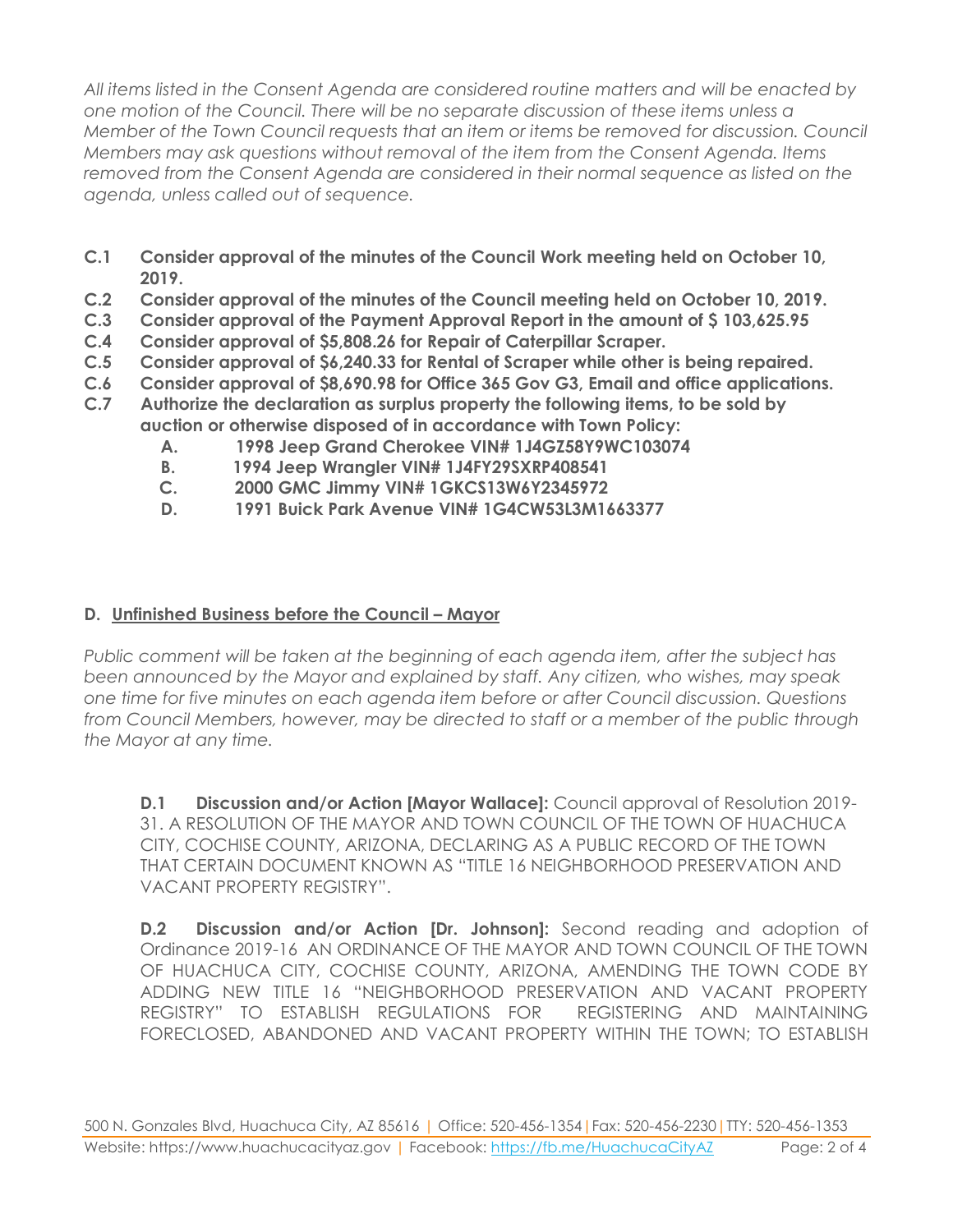*All items listed in the Consent Agenda are considered routine matters and will be enacted by one motion of the Council. There will be no separate discussion of these items unless a Member of the Town Council requests that an item or items be removed for discussion. Council Members may ask questions without removal of the item from the Consent Agenda. Items removed from the Consent Agenda are considered in their normal sequence as listed on the agenda, unless called out of sequence.*

**C.1 Consider approval of the minutes of the Council Work meeting held on October 10, 2019.**

**C.2 Consider approval of the minutes of the Council meeting held on October 10, 2019.**

**C.3 Consider approval of the Payment Approval Report in the amount of $ 103,625.95**

**C.4 Consider approval of $5,808.26 for Repair of Caterpillar Scraper.**

**C.5 Consider approval of $6,240.33 for Rental of Scraper while other is being repaired.**

**C.6 Consider approval of $8,690.98 for Office 365 Gov G3, Email and office applications.**

**C.7 Authorize the declaration as surplus property the following items, to be sold by auction or otherwise disposed of in accordance with Town Policy:**

- **A. 1998 Jeep Grand Cherokee VIN# 1J4GZ58Y9WC103074**
- **B. 1994 Jeep Wrangler VIN# 1J4FY29SXRP408541**
- **C. 2000 GMC Jimmy VIN# 1GKCS13W6Y2345972**
- **D. 1991 Buick Park Avenue VIN# 1G4CW53L3M1663377**

## D. Unfinished Business before the Council – Mayor

*Public comment will be taken at the beginning of each agenda item, after the subject has been announced by the Mayor and explained by staff. Any citizen, who wishes, may speak one time for five minutes on each agenda item before or after Council discussion. Questions from Council Members, however, may be directed to staff or a member of the public through the Mayor at any time.*

**D.1 Discussion and/or Action [Mayor Wallace]:** Council approval of Resolution 2019-31. A RESOLUTION OF THE MAYOR AND TOWN COUNCIL OF THE TOWN OF HUACHUCA CITY, COCHISE COUNTY, ARIZONA, DECLARING AS A PUBLIC RECORD OF THE TOWN THAT CERTAIN DOCUMENT KNOWN AS "TITLE 16 NEIGHBORHOOD PRESERVATION AND VACANT PROPERTY REGISTRY".

**D.2 Discussion and/or Action [Dr. Johnson]:** Second reading and adoption of Ordinance 2019-16 AN ORDINANCE OF THE MAYOR AND TOWN COUNCIL OF THE TOWN OF HUACHUCA CITY, COCHISE COUNTY, ARIZONA, AMENDING THE TOWN CODE BY ADDING NEW TITLE 16 "NEIGHBORHOOD PRESERVATION AND VACANT PROPERTY REGISTRY" TO ESTABLISH REGULATIONS FOR REGISTERING AND MAINTAINING FORECLOSED, ABANDONED AND VACANT PROPERTY WITHIN THE TOWN; TO ESTABLISH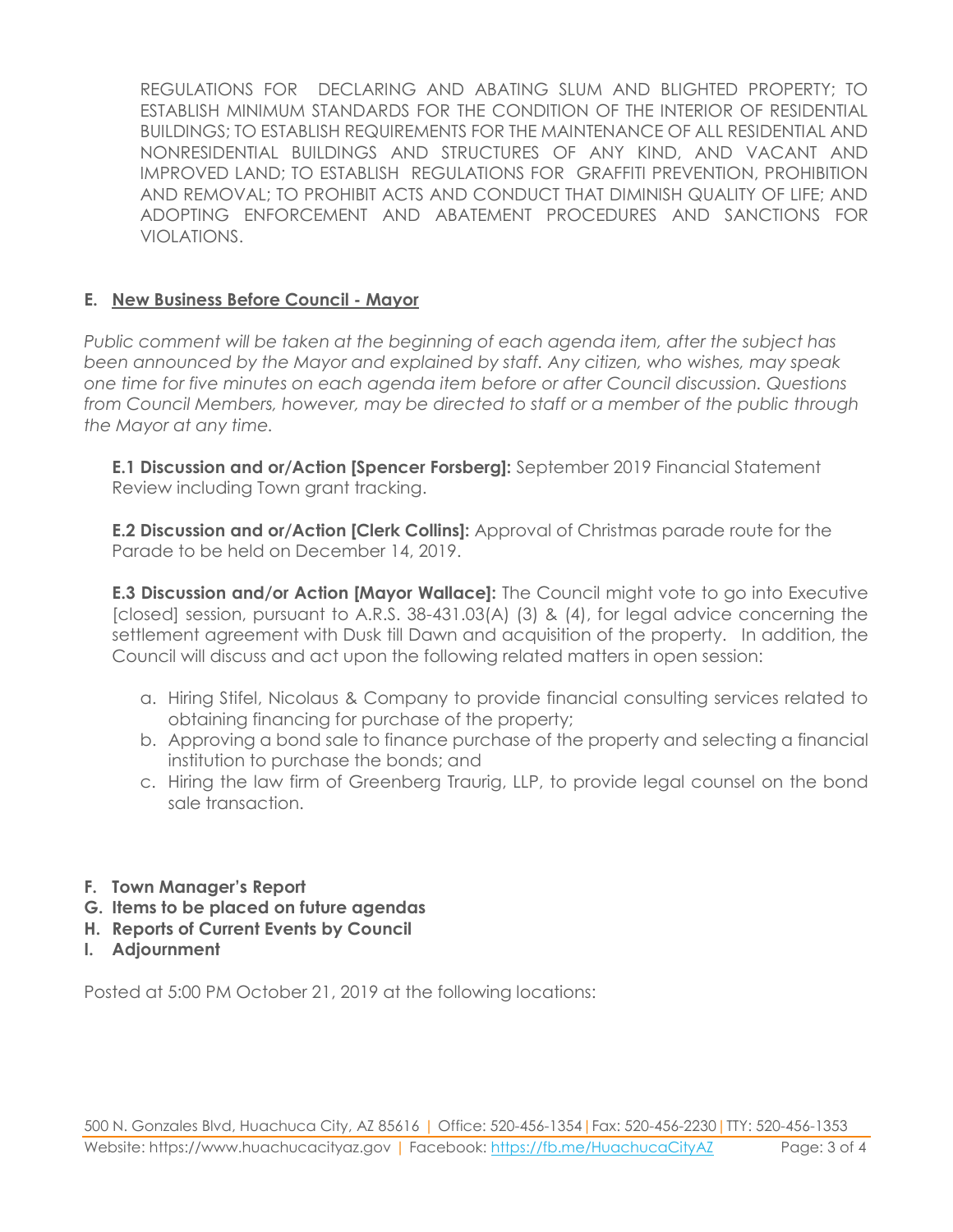REGULATIONS FOR DECLARING AND ABATING SLUM AND BLIGHTED PROPERTY; TO ESTABLISH MINIMUM STANDARDS FOR THE CONDITION OF THE INTERIOR OF RESIDENTIAL BUILDINGS; TO ESTABLISH REQUIREMENTS FOR THE MAINTENANCE OF ALL RESIDENTIAL AND NONRESIDENTIAL BUILDINGS AND STRUCTURES OF ANY KIND, AND VACANT AND IMPROVED LAND; TO ESTABLISH REGULATIONS FOR GRAFFITI PREVENTION, PROHIBITION AND REMOVAL; TO PROHIBIT ACTS AND CONDUCT THAT DIMINISH QUALITY OF LIFE; AND ADOPTING ENFORCEMENT AND ABATEMENT PROCEDURES AND SANCTIONS FOR VIOLATIONS.

## E. New Business Before Council - Mayor

*Public comment will be taken at the beginning of each agenda item, after the subject has been announced by the Mayor and explained by staff. Any citizen, who wishes, may speak one time for five minutes on each agenda item before or after Council discussion. Questions from Council Members, however, may be directed to staff or a member of the public through the Mayor at any time.*

**E.1 Discussion and or/Action [Spencer Forsberg]:** September 2019 Financial Statement Review including Town grant tracking.

**E.2 Discussion and or/Action [Clerk Collins]:** Approval of Christmas parade route for the Parade to be held on December 14, 2019.

**E.3 Discussion and/or Action [Mayor Wallace]:** The Council might vote to go into Executive [closed] session, pursuant to A.R.S. 38-431.03(A) (3) & (4), for legal advice concerning the settlement agreement with Dusk till Dawn and acquisition of the property. In addition, the Council will discuss and act upon the following related matters in open session:

a. Hiring Stifel, Nicolaus & Company to provide financial consulting services related to obtaining financing for purchase of the property;
b. Approving a bond sale to finance purchase of the property and selecting a financial institution to purchase the bonds; and
c. Hiring the law firm of Greenberg Traurig, LLP, to provide legal counsel on the bond sale transaction.

## F. Town Manager's Report
## G. Items to be placed on future agendas
## H. Reports of Current Events by Council
## I. Adjournment

Posted at 5:00 PM October 21, 2019 at the following locations: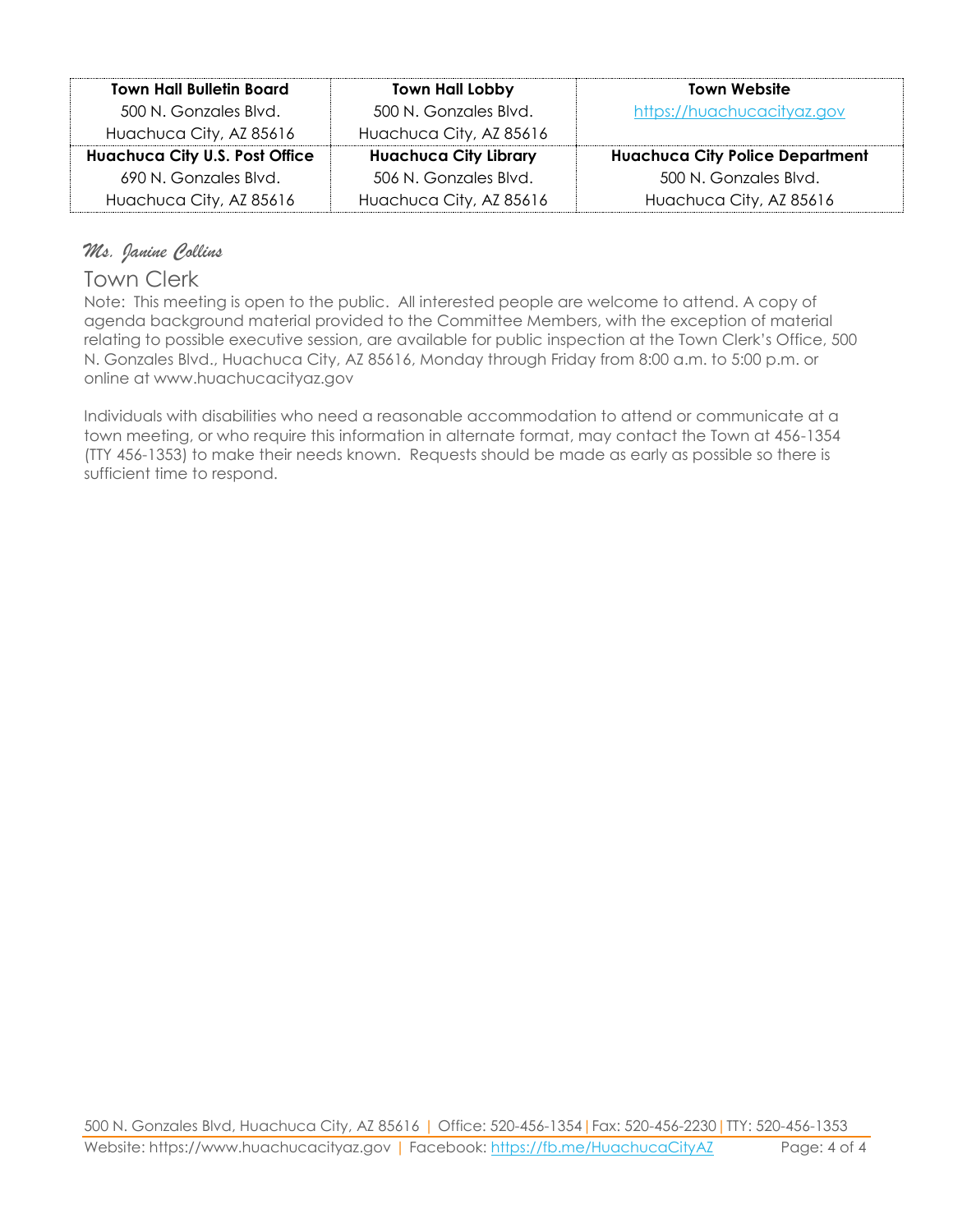| | | |
|---|---|---|
| **Town Hall Bulletin Board**<br>500 N. Gonzales Blvd.<br>Huachuca City, AZ 85616 | **Town Hall Lobby**<br>500 N. Gonzales Blvd.<br>Huachuca City, AZ 85616 | **Town Website**<br>https://huachucacityaz.gov |
| **Huachuca City U.S. Post Office**<br>690 N. Gonzales Blvd.<br>Huachuca City, AZ 85616 | **Huachuca City Library**<br>506 N. Gonzales Blvd.<br>Huachuca City, AZ 85616 | **Huachuca City Police Department**<br>500 N. Gonzales Blvd.<br>Huachuca City, AZ 85616 |

*Ms. Janine Collins*

Town Clerk

Note: This meeting is open to the public. All interested people are welcome to attend. A copy of agenda background material provided to the Committee Members, with the exception of material relating to possible executive session, are available for public inspection at the Town Clerk's Office, 500 N. Gonzales Blvd., Huachuca City, AZ 85616, Monday through Friday from 8:00 a.m. to 5:00 p.m. or online at www.huachucacityaz.gov

Individuals with disabilities who need a reasonable accommodation to attend or communicate at a town meeting, or who require this information in alternate format, may contact the Town at 456-1354 (TTY 456-1353) to make their needs known. Requests should be made as early as possible so there is sufficient time to respond.